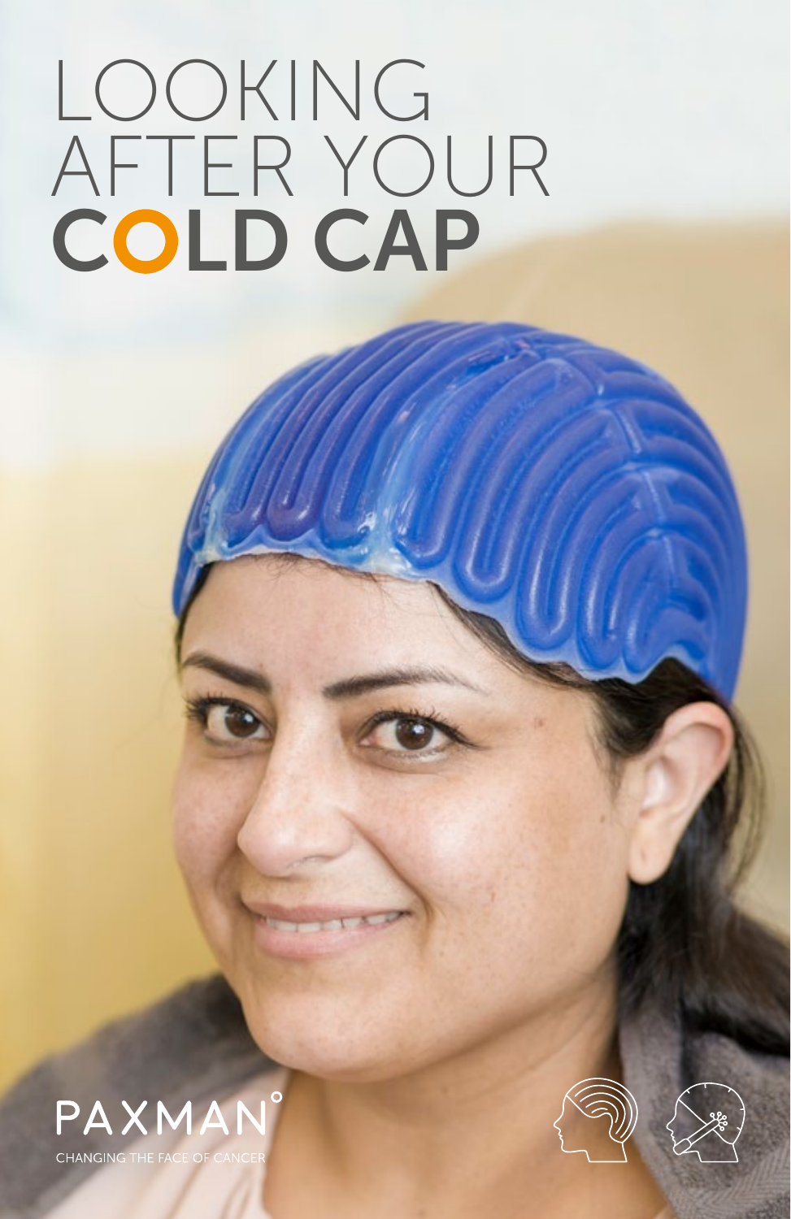# LOOKING AFTER YOUR **COLD CAP**

PAXMAN°

CHANGING THE FACE OF CANCER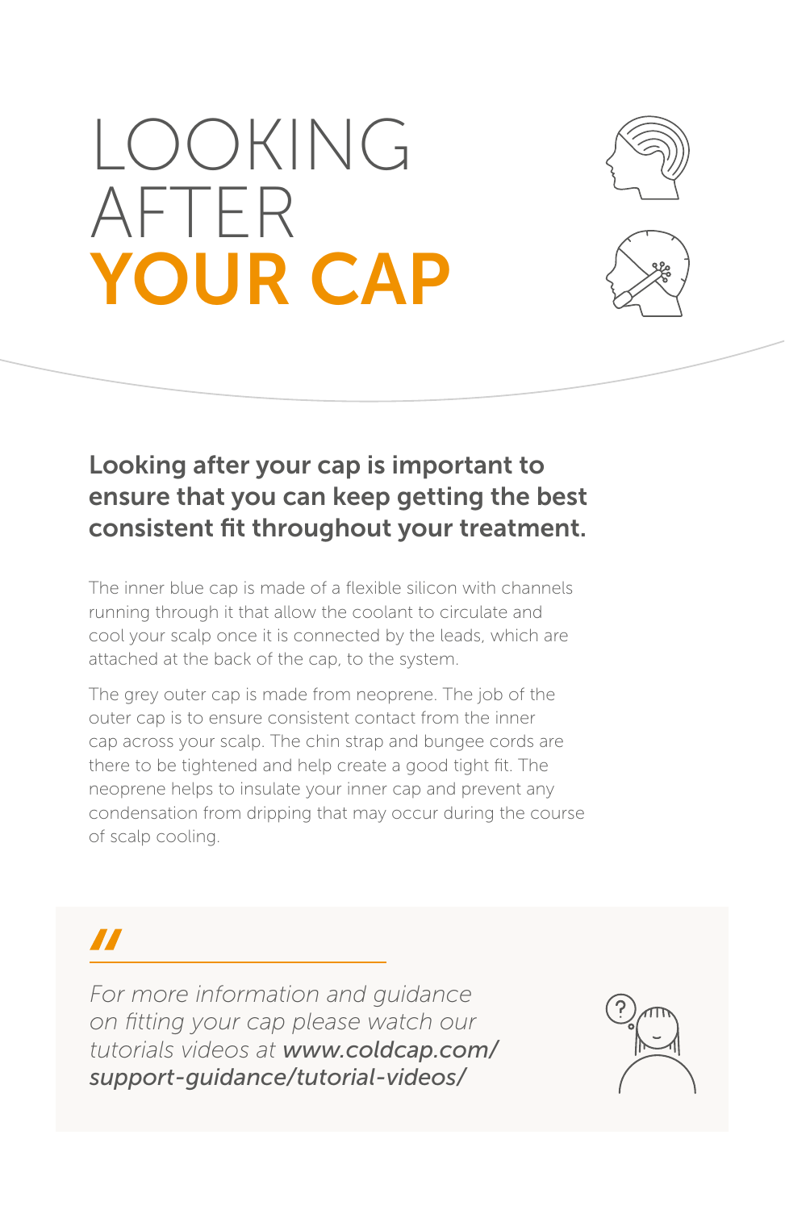# LOOKING AFTER YOUR CAP

**Looking after your cap is important to ensure that you can keep getting the best consistent fit throughout your treatment.**

The inner blue cap is made of a flexible silicon with channels running through it that allow the coolant to circulate and cool your scalp once it is connected by the leads, which are attached at the back of the cap, to the system.

The grey outer cap is made from neoprene. The job of the outer cap is to ensure consistent contact from the inner cap across your scalp. The chin strap and bungee cords are there to be tightened and help create a good tight fit. The neoprene helps to insulate your inner cap and prevent any condensation from dripping that may occur during the course of scalp cooling.

> *For more information and guidance on fitting your cap please watch our tutorials videos at **www.coldcap.com/support-guidance/tutorial-videos/***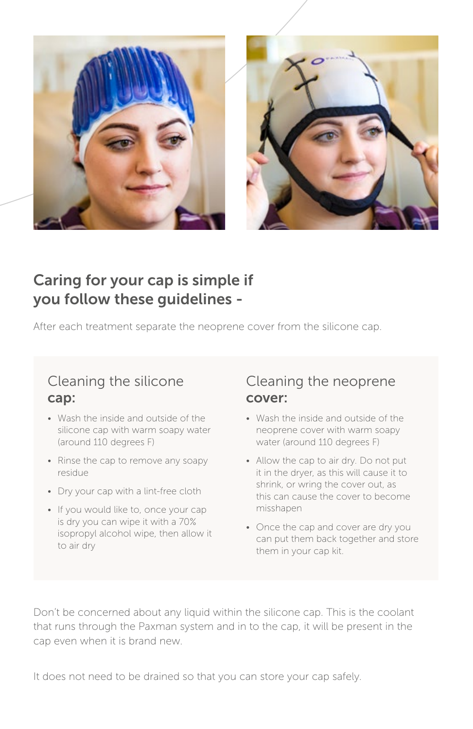## Caring for your cap is simple if you follow these guidelines -

After each treatment separate the neoprene cover from the silicone cap.

### Cleaning the silicone cap:

- Wash the inside and outside of the silicone cap with warm soapy water (around 110 degrees F)
- Rinse the cap to remove any soapy residue
- Dry your cap with a lint-free cloth
- If you would like to, once your cap is dry you can wipe it with a 70% isopropyl alcohol wipe, then allow it to air dry

### Cleaning the neoprene cover:

- Wash the inside and outside of the neoprene cover with warm soapy water (around 110 degrees F)
- Allow the cap to air dry. Do not put it in the dryer, as this will cause it to shrink, or wring the cover out, as this can cause the cover to become misshapen
- Once the cap and cover are dry you can put them back together and store them in your cap kit.

Don't be concerned about any liquid within the silicone cap. This is the coolant that runs through the Paxman system and in to the cap, it will be present in the cap even when it is brand new.

It does not need to be drained so that you can store your cap safely.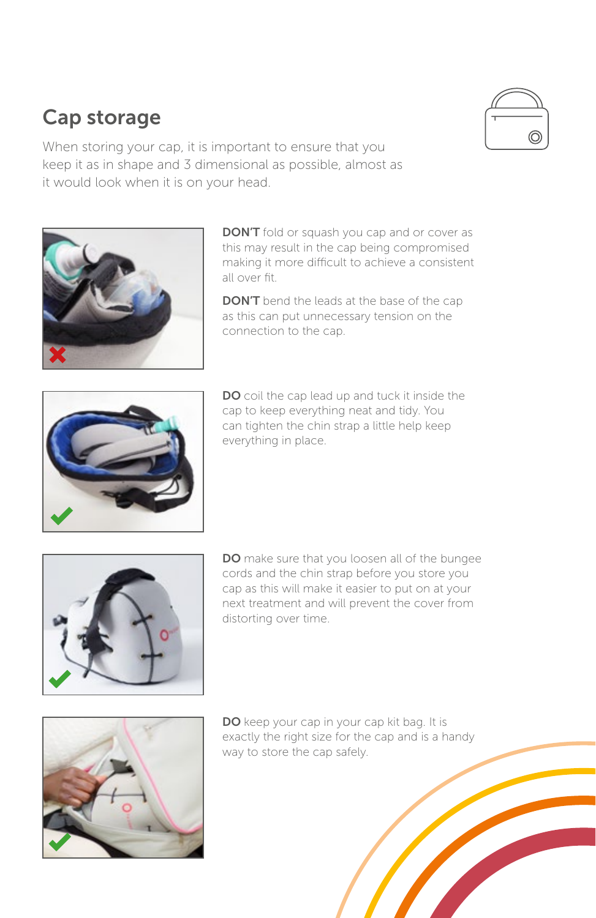## Cap storage

When storing your cap, it is important to ensure that you keep it as in shape and 3 dimensional as possible, almost as it would look when it is on your head.

**DON'T** fold or squash you cap and or cover as this may result in the cap being compromised making it more difficult to achieve a consistent all over fit.

**DON'T** bend the leads at the base of the cap as this can put unnecessary tension on the connection to the cap.

**DO** coil the cap lead up and tuck it inside the cap to keep everything neat and tidy. You can tighten the chin strap a little help keep everything in place.

**DO** make sure that you loosen all of the bungee cords and the chin strap before you store you cap as this will make it easier to put on at your next treatment and will prevent the cover from distorting over time.

**DO** keep your cap in your cap kit bag. It is exactly the right size for the cap and is a handy way to store the cap safely.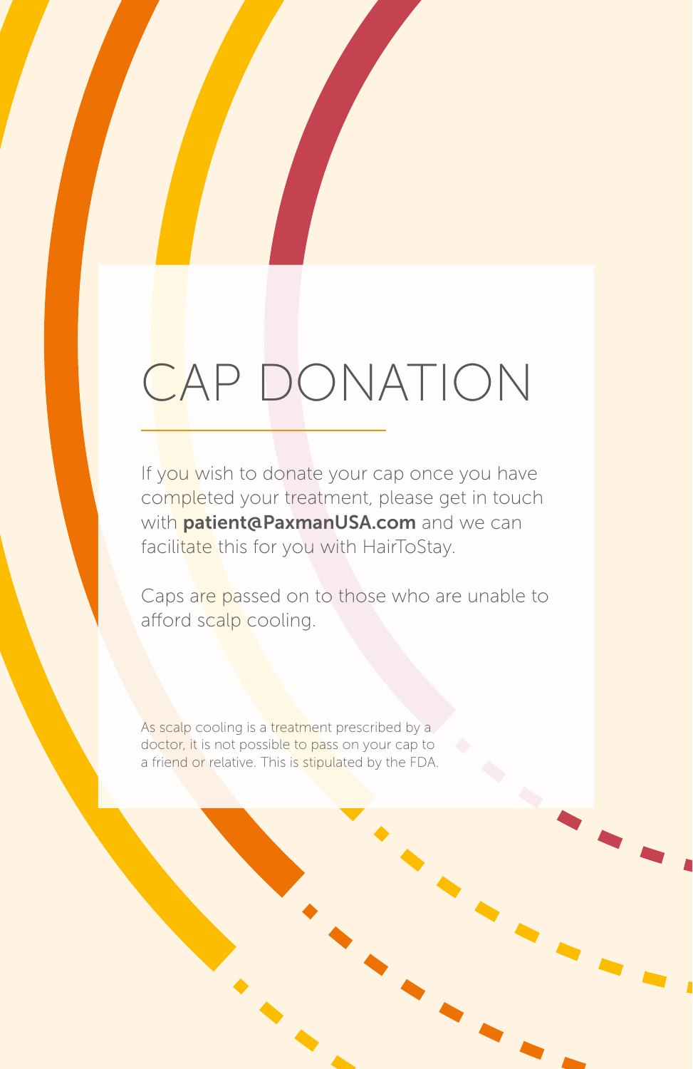# CAP DONATION

If you wish to donate your cap once you have completed your treatment, please get in touch with **patient@PaxmanUSA.com** and we can facilitate this for you with HairToStay.

Caps are passed on to those who are unable to afford scalp cooling.

As scalp cooling is a treatment prescribed by a doctor, it is not possible to pass on your cap to a friend or relative. This is stipulated by the FDA.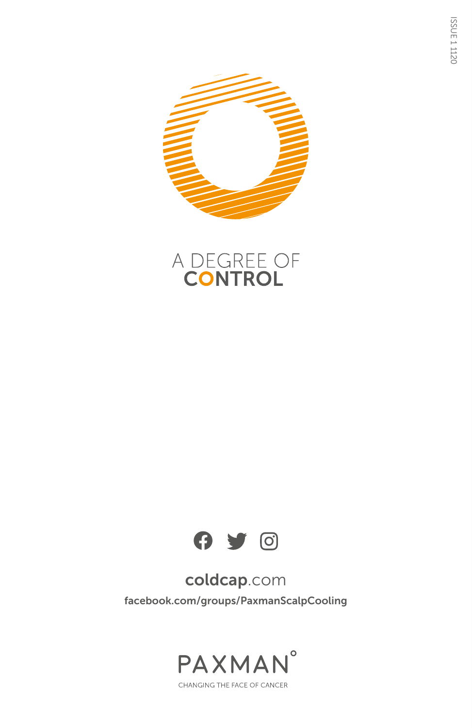ISSUE 1 1120

A DEGREE OF
**CONTROL**

**coldcap**.com

facebook.com/groups/PaxmanScalpCooling

PAXMAN

CHANGING THE FACE OF CANCER